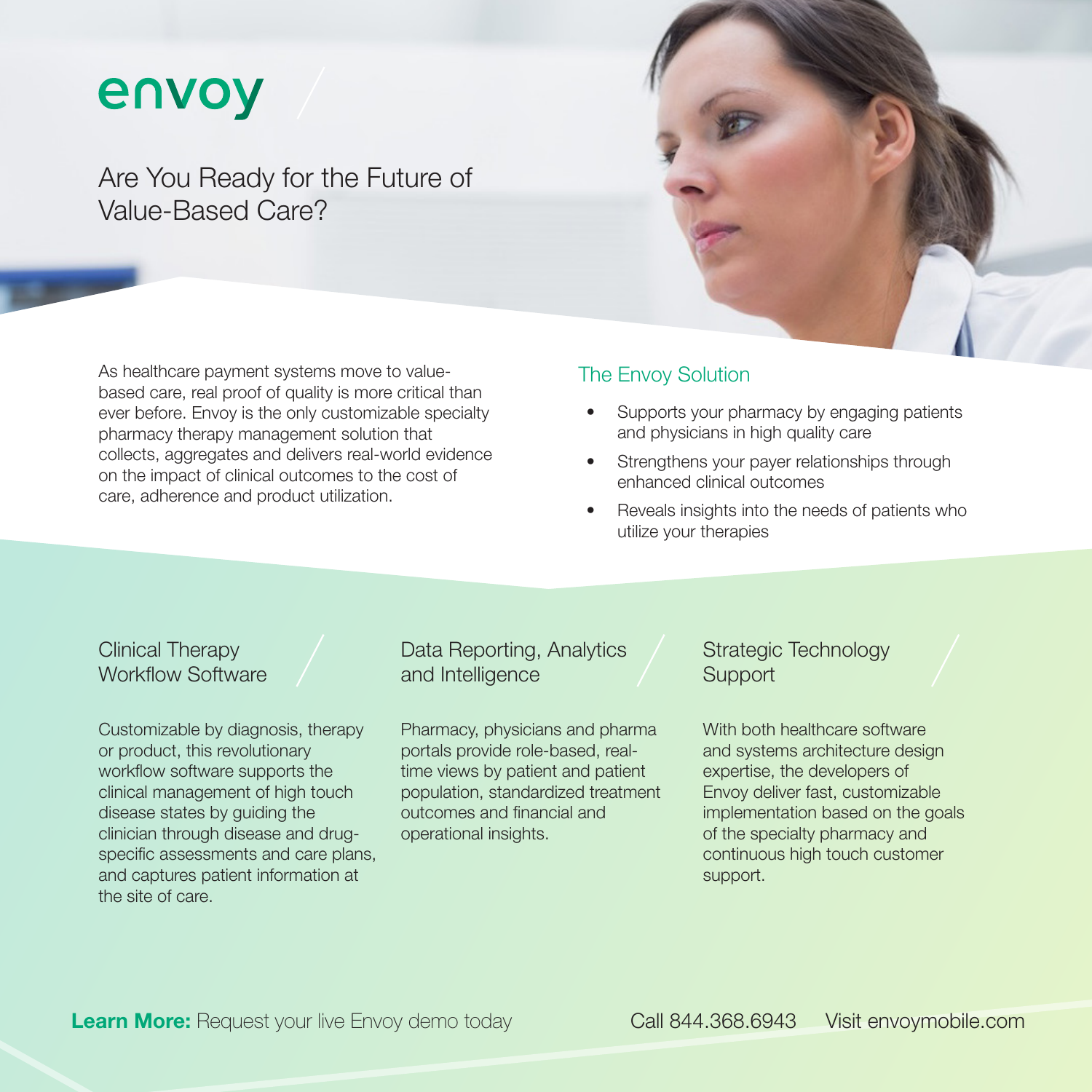# envoy

## Are You Ready for the Future of Value-Based Care?

As healthcare payment systems move to value-based care, real proof of quality is more critical than ever before. Envoy is the only customizable specialty pharmacy therapy management solution that collects, aggregates and delivers real-world evidence on the impact of clinical outcomes to the cost of care, adherence and product utilization.

### The Envoy Solution

- Supports your pharmacy by engaging patients and physicians in high quality care
- Strengthens your payer relationships through enhanced clinical outcomes
- Reveals insights into the needs of patients who utilize your therapies

### Clinical Therapy Workflow Software

Customizable by diagnosis, therapy or product, this revolutionary workflow software supports the clinical management of high touch disease states by guiding the clinician through disease and drug-specific assessments and care plans, and captures patient information at the site of care.

### Data Reporting, Analytics and Intelligence

Pharmacy, physicians and pharma portals provide role-based, real-time views by patient and patient population, standardized treatment outcomes and financial and operational insights.

### Strategic Technology Support

With both healthcare software and systems architecture design expertise, the developers of Envoy deliver fast, customizable implementation based on the goals of the specialty pharmacy and continuous high touch customer support.

**Learn More:** Request your live Envoy demo today

Call 844.368.6943 Visit envoymobile.com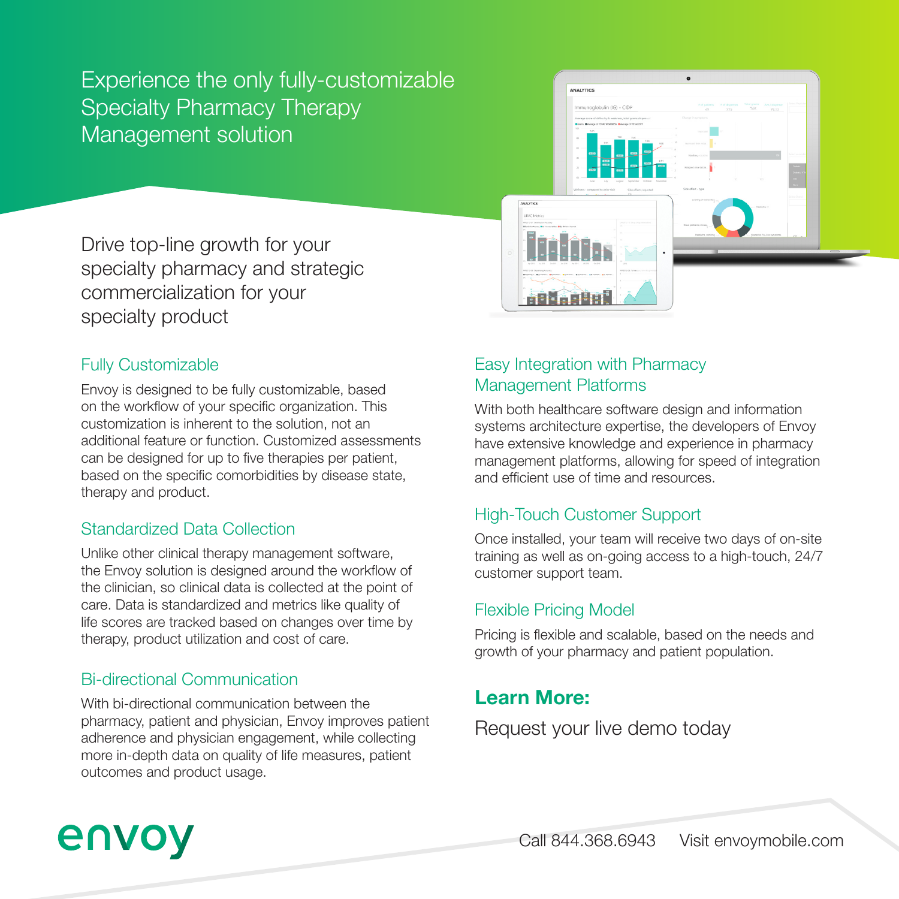# Experience the only fully-customizable Specialty Pharmacy Therapy Management solution

## Drive top-line growth for your specialty pharmacy and strategic commercialization for your specialty product

### Fully Customizable

Envoy is designed to be fully customizable, based on the workflow of your specific organization. This customization is inherent to the solution, not an additional feature or function. Customized assessments can be designed for up to five therapies per patient, based on the specific comorbidities by disease state, therapy and product.

### Standardized Data Collection

Unlike other clinical therapy management software, the Envoy solution is designed around the workflow of the clinician, so clinical data is collected at the point of care. Data is standardized and metrics like quality of life scores are tracked based on changes over time by therapy, product utilization and cost of care.

### Bi-directional Communication

With bi-directional communication between the pharmacy, patient and physician, Envoy improves patient adherence and physician engagement, while collecting more in-depth data on quality of life measures, patient outcomes and product usage.

### Easy Integration with Pharmacy Management Platforms

With both healthcare software design and information systems architecture expertise, the developers of Envoy have extensive knowledge and experience in pharmacy management platforms, allowing for speed of integration and efficient use of time and resources.

### High-Touch Customer Support

Once installed, your team will receive two days of on-site training as well as on-going access to a high-touch, 24/7 customer support team.

### Flexible Pricing Model

Pricing is flexible and scalable, based on the needs and growth of your pharmacy and patient population.

**Learn More:**

Request your live demo today

envoy

Call 844.368.6943     Visit envoymobile.com